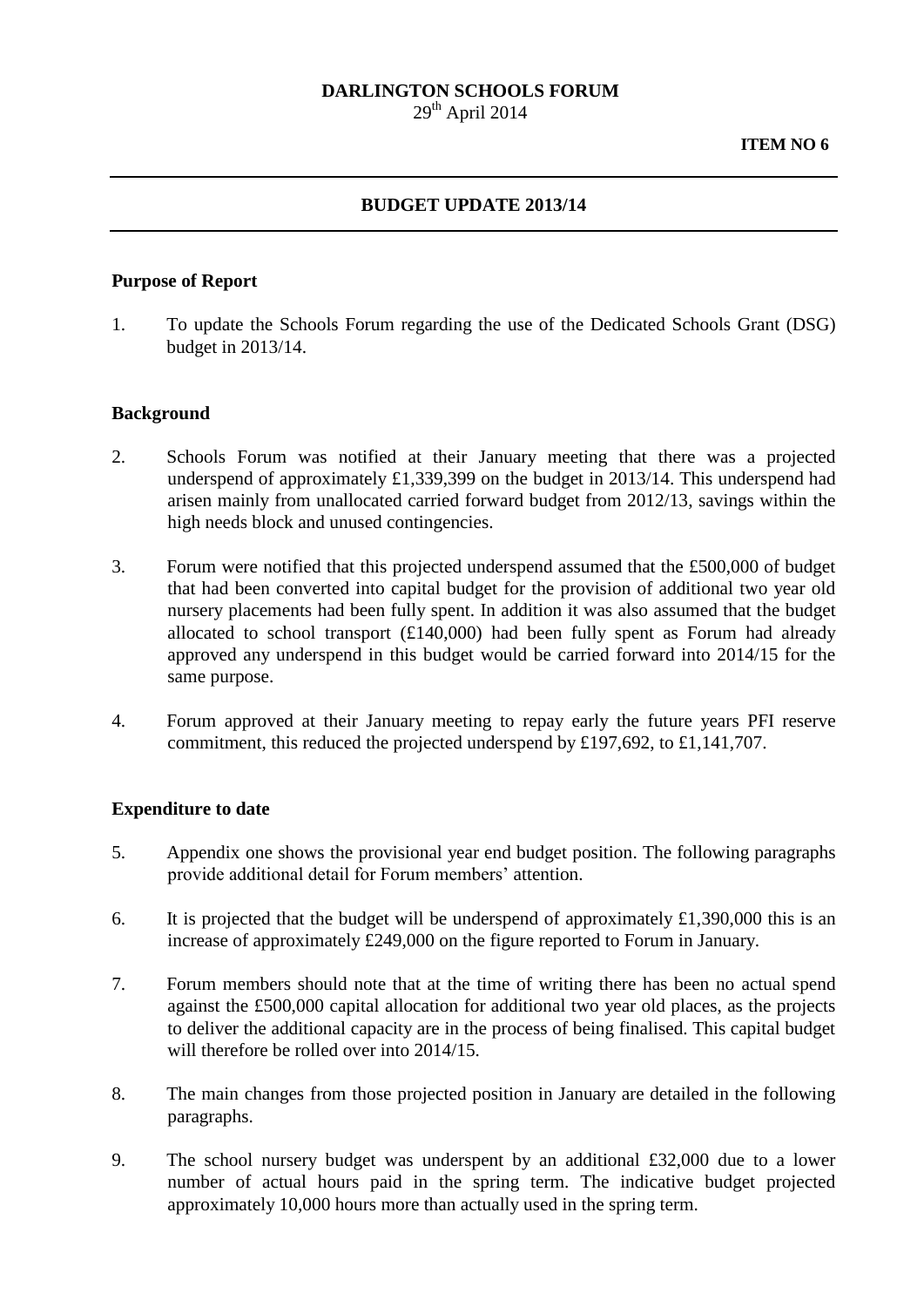**DARLINGTON SCHOOLS FORUM**
29th April 2014

**ITEM NO 6**

---

## BUDGET UPDATE 2013/14

---

### Purpose of Report

1. To update the Schools Forum regarding the use of the Dedicated Schools Grant (DSG) budget in 2013/14.

### Background

2. Schools Forum was notified at their January meeting that there was a projected underspend of approximately £1,339,399 on the budget in 2013/14. This underspend had arisen mainly from unallocated carried forward budget from 2012/13, savings within the high needs block and unused contingencies.

3. Forum were notified that this projected underspend assumed that the £500,000 of budget that had been converted into capital budget for the provision of additional two year old nursery placements had been fully spent. In addition it was also assumed that the budget allocated to school transport (£140,000) had been fully spent as Forum had already approved any underspend in this budget would be carried forward into 2014/15 for the same purpose.

4. Forum approved at their January meeting to repay early the future years PFI reserve commitment, this reduced the projected underspend by £197,692, to £1,141,707.

### Expenditure to date

5. Appendix one shows the provisional year end budget position. The following paragraphs provide additional detail for Forum members' attention.

6. It is projected that the budget will be underspend of approximately £1,390,000 this is an increase of approximately £249,000 on the figure reported to Forum in January.

7. Forum members should note that at the time of writing there has been no actual spend against the £500,000 capital allocation for additional two year old places, as the projects to deliver the additional capacity are in the process of being finalised. This capital budget will therefore be rolled over into 2014/15.

8. The main changes from those projected position in January are detailed in the following paragraphs.

9. The school nursery budget was underspent by an additional £32,000 due to a lower number of actual hours paid in the spring term. The indicative budget projected approximately 10,000 hours more than actually used in the spring term.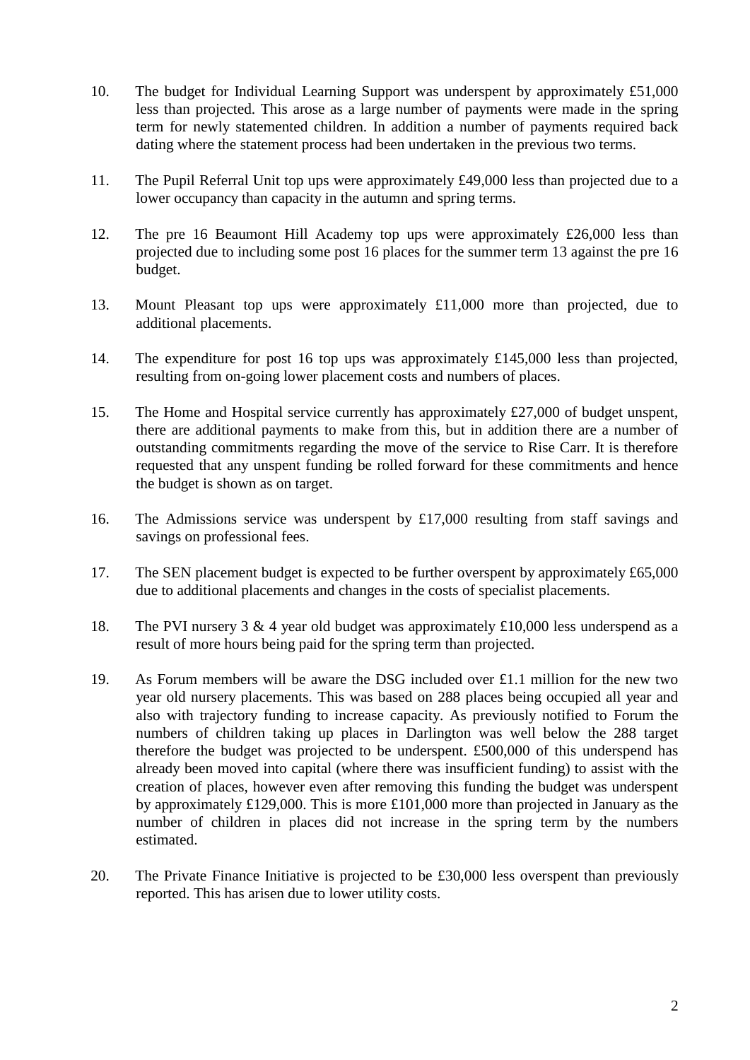10. The budget for Individual Learning Support was underspent by approximately £51,000 less than projected. This arose as a large number of payments were made in the spring term for newly statemented children. In addition a number of payments required back dating where the statement process had been undertaken in the previous two terms.

11. The Pupil Referral Unit top ups were approximately £49,000 less than projected due to a lower occupancy than capacity in the autumn and spring terms.

12. The pre 16 Beaumont Hill Academy top ups were approximately £26,000 less than projected due to including some post 16 places for the summer term 13 against the pre 16 budget.

13. Mount Pleasant top ups were approximately £11,000 more than projected, due to additional placements.

14. The expenditure for post 16 top ups was approximately £145,000 less than projected, resulting from on-going lower placement costs and numbers of places.

15. The Home and Hospital service currently has approximately £27,000 of budget unspent, there are additional payments to make from this, but in addition there are a number of outstanding commitments regarding the move of the service to Rise Carr. It is therefore requested that any unspent funding be rolled forward for these commitments and hence the budget is shown as on target.

16. The Admissions service was underspent by £17,000 resulting from staff savings and savings on professional fees.

17. The SEN placement budget is expected to be further overspent by approximately £65,000 due to additional placements and changes in the costs of specialist placements.

18. The PVI nursery 3 & 4 year old budget was approximately £10,000 less underspend as a result of more hours being paid for the spring term than projected.

19. As Forum members will be aware the DSG included over £1.1 million for the new two year old nursery placements. This was based on 288 places being occupied all year and also with trajectory funding to increase capacity. As previously notified to Forum the numbers of children taking up places in Darlington was well below the 288 target therefore the budget was projected to be underspent. £500,000 of this underspend has already been moved into capital (where there was insufficient funding) to assist with the creation of places, however even after removing this funding the budget was underspent by approximately £129,000. This is more £101,000 more than projected in January as the number of children in places did not increase in the spring term by the numbers estimated.

20. The Private Finance Initiative is projected to be £30,000 less overspent than previously reported. This has arisen due to lower utility costs.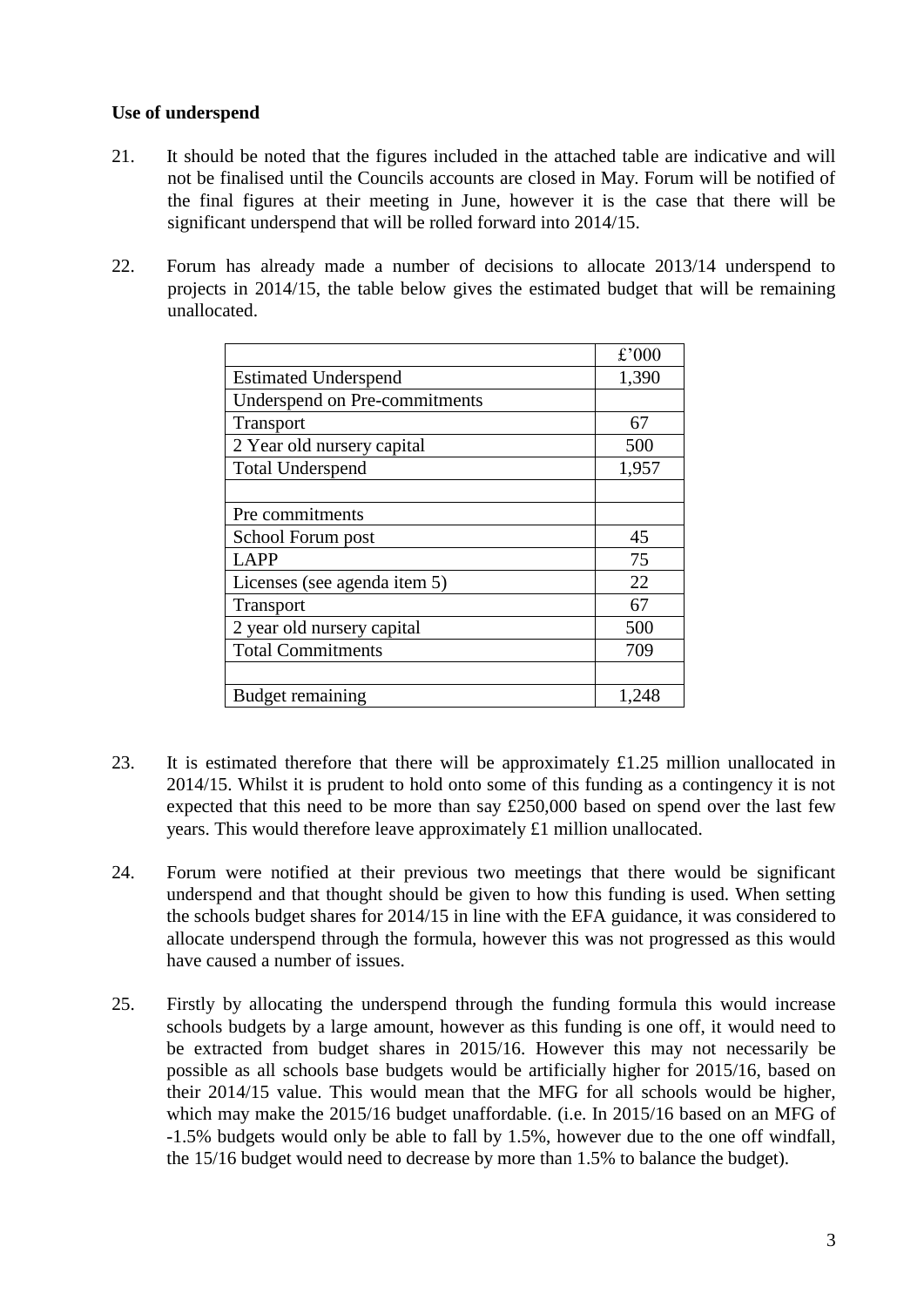**Use of underspend**

21. It should be noted that the figures included in the attached table are indicative and will not be finalised until the Councils accounts are closed in May. Forum will be notified of the final figures at their meeting in June, however it is the case that there will be significant underspend that will be rolled forward into 2014/15.

22. Forum has already made a number of decisions to allocate 2013/14 underspend to projects in 2014/15, the table below gives the estimated budget that will be remaining unallocated.

| | £'000 |
|---|---|
| Estimated Underspend | 1,390 |
| Underspend on Pre-commitments | |
| Transport | 67 |
| 2 Year old nursery capital | 500 |
| Total Underspend | 1,957 |
| | |
| Pre commitments | |
| School Forum post | 45 |
| LAPP | 75 |
| Licenses (see agenda item 5) | 22 |
| Transport | 67 |
| 2 year old nursery capital | 500 |
| Total Commitments | 709 |
| | |
| Budget remaining | 1,248 |

23. It is estimated therefore that there will be approximately £1.25 million unallocated in 2014/15. Whilst it is prudent to hold onto some of this funding as a contingency it is not expected that this need to be more than say £250,000 based on spend over the last few years. This would therefore leave approximately £1 million unallocated.

24. Forum were notified at their previous two meetings that there would be significant underspend and that thought should be given to how this funding is used. When setting the schools budget shares for 2014/15 in line with the EFA guidance, it was considered to allocate underspend through the formula, however this was not progressed as this would have caused a number of issues.

25. Firstly by allocating the underspend through the funding formula this would increase schools budgets by a large amount, however as this funding is one off, it would need to be extracted from budget shares in 2015/16. However this may not necessarily be possible as all schools base budgets would be artificially higher for 2015/16, based on their 2014/15 value. This would mean that the MFG for all schools would be higher, which may make the 2015/16 budget unaffordable. (i.e. In 2015/16 based on an MFG of -1.5% budgets would only be able to fall by 1.5%, however due to the one off windfall, the 15/16 budget would need to decrease by more than 1.5% to balance the budget).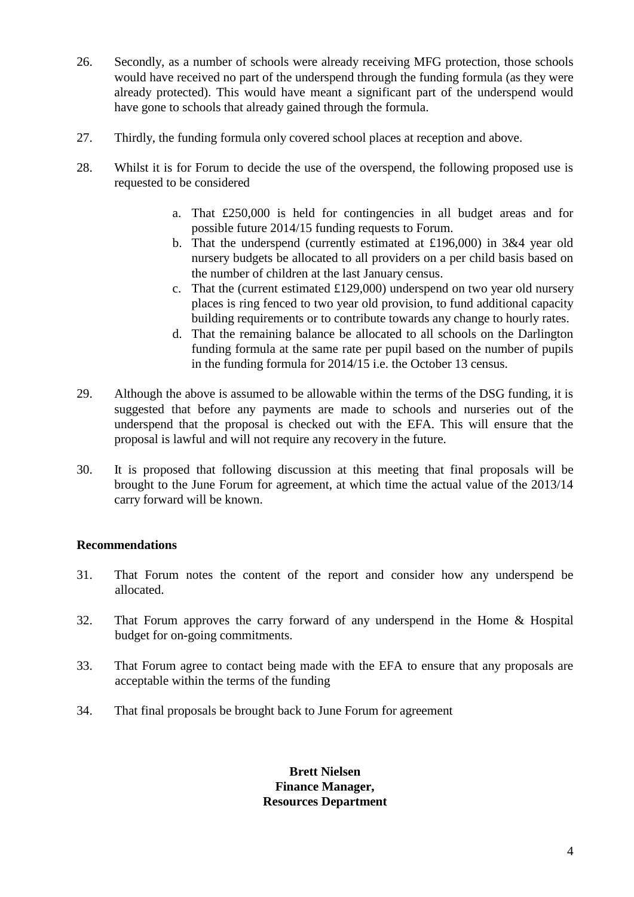26. Secondly, as a number of schools were already receiving MFG protection, those schools would have received no part of the underspend through the funding formula (as they were already protected). This would have meant a significant part of the underspend would have gone to schools that already gained through the formula.

27. Thirdly, the funding formula only covered school places at reception and above.

28. Whilst it is for Forum to decide the use of the overspend, the following proposed use is requested to be considered

    a. That £250,000 is held for contingencies in all budget areas and for possible future 2014/15 funding requests to Forum.
    b. That the underspend (currently estimated at £196,000) in 3&4 year old nursery budgets be allocated to all providers on a per child basis based on the number of children at the last January census.
    c. That the (current estimated £129,000) underspend on two year old nursery places is ring fenced to two year old provision, to fund additional capacity building requirements or to contribute towards any change to hourly rates.
    d. That the remaining balance be allocated to all schools on the Darlington funding formula at the same rate per pupil based on the number of pupils in the funding formula for 2014/15 i.e. the October 13 census.

29. Although the above is assumed to be allowable within the terms of the DSG funding, it is suggested that before any payments are made to schools and nurseries out of the underspend that the proposal is checked out with the EFA. This will ensure that the proposal is lawful and will not require any recovery in the future.

30. It is proposed that following discussion at this meeting that final proposals will be brought to the June Forum for agreement, at which time the actual value of the 2013/14 carry forward will be known.

**Recommendations**

31. That Forum notes the content of the report and consider how any underspend be allocated.

32. That Forum approves the carry forward of any underspend in the Home & Hospital budget for on-going commitments.

33. That Forum agree to contact being made with the EFA to ensure that any proposals are acceptable within the terms of the funding

34. That final proposals be brought back to June Forum for agreement

**Brett Nielsen**
**Finance Manager,**
**Resources Department**